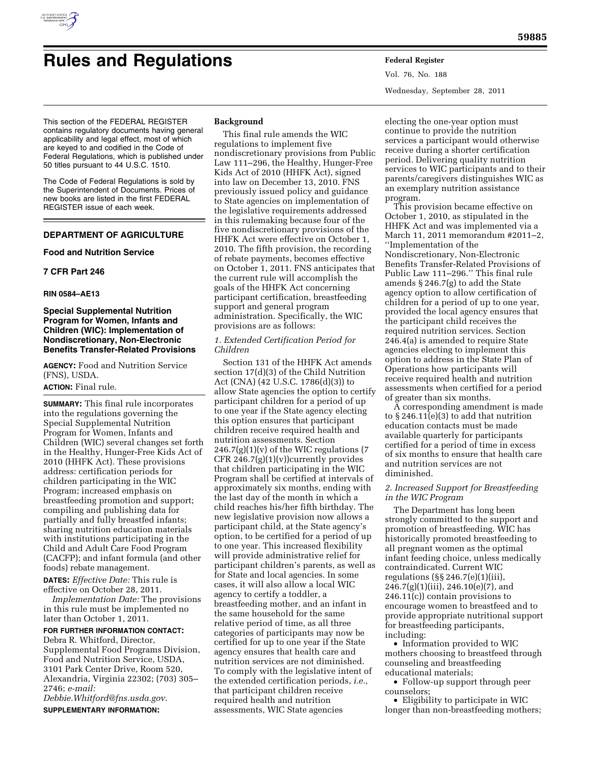# Rules and Regulations

This section of the FEDERAL REGISTER contains regulatory documents having general applicability and legal effect, most of which are keyed to and codified in the Code of Federal Regulations, which is published under 50 titles pursuant to 44 U.S.C. 1510.

The Code of Federal Regulations is sold by the Superintendent of Documents. Prices of new books are listed in the first FEDERAL REGISTER issue of each week.

## DEPARTMENT OF AGRICULTURE

### Food and Nutrition Service

### 7 CFR Part 246

**RIN 0584–AE13**

### Special Supplemental Nutrition Program for Women, Infants and Children (WIC): Implementation of Nondiscretionary, Non-Electronic Benefits Transfer-Related Provisions

**AGENCY:** Food and Nutrition Service (FNS), USDA.

**ACTION:** Final rule.

**SUMMARY:** This final rule incorporates into the regulations governing the Special Supplemental Nutrition Program for Women, Infants and Children (WIC) several changes set forth in the Healthy, Hunger-Free Kids Act of 2010 (HHFK Act). These provisions address: certification periods for children participating in the WIC Program; increased emphasis on breastfeeding promotion and support; compiling and publishing data for partially and fully breastfed infants; sharing nutrition education materials with institutions participating in the Child and Adult Care Food Program (CACFP); and infant formula (and other foods) rebate management.

**DATES:** *Effective Date:* This rule is effective on October 28, 2011.

*Implementation Date:* The provisions in this rule must be implemented no later than October 1, 2011.

**FOR FURTHER INFORMATION CONTACT:** Debra R. Whitford, Director, Supplemental Food Programs Division, Food and Nutrition Service, USDA, 3101 Park Center Drive, Room 520, Alexandria, Virginia 22302; (703) 305–2746; *e-mail: Debbie.Whitford@fns.usda.gov*.

**SUPPLEMENTARY INFORMATION:**

## Background

This final rule amends the WIC regulations to implement five nondiscretionary provisions from Public Law 111–296, the Healthy, Hunger-Free Kids Act of 2010 (HHFK Act), signed into law on December 13, 2010. FNS previously issued policy and guidance to State agencies on implementation of the legislative requirements addressed in this rulemaking because four of the five nondiscretionary provisions of the HHFK Act were effective on October 1, 2010. The fifth provision, the recording of rebate payments, becomes effective on October 1, 2011. FNS anticipates that the current rule will accomplish the goals of the HHFK Act concerning participant certification, breastfeeding support and general program administration. Specifically, the WIC provisions are as follows:

### *1. Extended Certification Period for Children*

Section 131 of the HHFK Act amends section 17(d)(3) of the Child Nutrition Act (CNA) (42 U.S.C. 1786(d)(3)) to allow State agencies the option to certify participant children for a period of up to one year if the State agency electing this option ensures that participant children receive required health and nutrition assessments. Section 246.7(g)(1)(v) of the WIC regulations (7 CFR 246.7(g)(1)(v))currently provides that children participating in the WIC Program shall be certified at intervals of approximately six months, ending with the last day of the month in which a child reaches his/her fifth birthday. The new legislative provision now allows a participant child, at the State agency's option, to be certified for a period of up to one year. This increased flexibility will provide administrative relief for participant children's parents, as well as for State and local agencies. In some cases, it will also allow a local WIC agency to certify a toddler, a breastfeeding mother, and an infant in the same household for the same relative period of time, as all three categories of participants may now be certified for up to one year if the State agency ensures that health care and nutrition services are not diminished. To comply with the legislative intent of the extended certification periods, *i.e.,* that participant children receive required health and nutrition assessments, WIC State agencies electing the one-year option must continue to provide the nutrition services a participant would otherwise receive during a shorter certification period. Delivering quality nutrition services to WIC participants and to their parents/caregivers distinguishes WIC as an exemplary nutrition assistance program.

This provision became effective on October 1, 2010, as stipulated in the HHFK Act and was implemented via a March 11, 2011 memorandum #2011–2, ''Implementation of the Nondiscretionary, Non-Electronic Benefits Transfer-Related Provisions of Public Law 111–296.'' This final rule amends § 246.7(g) to add the State agency option to allow certification of children for a period of up to one year, provided the local agency ensures that the participant child receives the required nutrition services. Section 246.4(a) is amended to require State agencies electing to implement this option to address in the State Plan of Operations how participants will receive required health and nutrition assessments when certified for a period of greater than six months.

A corresponding amendment is made to § 246.11(e)(3) to add that nutrition education contacts must be made available quarterly for participants certified for a period of time in excess of six months to ensure that health care and nutrition services are not diminished.

### *2. Increased Support for Breastfeeding in the WIC Program*

The Department has long been strongly committed to the support and promotion of breastfeeding. WIC has historically promoted breastfeeding to all pregnant women as the optimal infant feeding choice, unless medically contraindicated. Current WIC regulations (§§ 246.7(e)(1)(iii), 246.7(g)(1)(iii), 246.10(e)(7), and 246.11(c)) contain provisions to encourage women to breastfeed and to provide appropriate nutritional support for breastfeeding participants, including:

- Information provided to WIC mothers choosing to breastfeed through counseling and breastfeeding educational materials;
- Follow-up support through peer counselors;
- Eligibility to participate in WIC longer than non-breastfeeding mothers;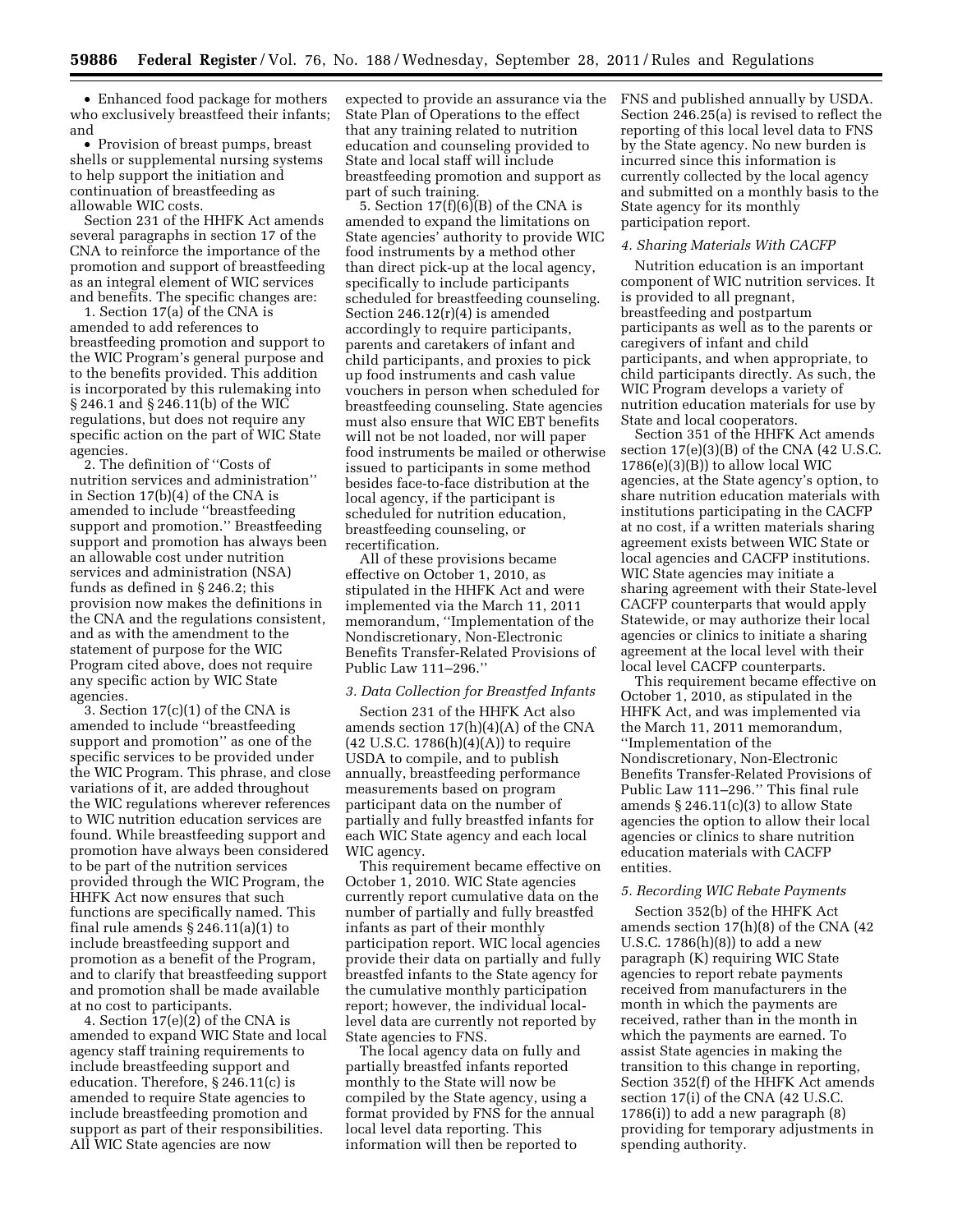- Enhanced food package for mothers who exclusively breastfeed their infants; and
- Provision of breast pumps, breast shells or supplemental nursing systems to help support the initiation and continuation of breastfeeding as allowable WIC costs.

Section 231 of the HHFK Act amends several paragraphs in section 17 of the CNA to reinforce the importance of the promotion and support of breastfeeding as an integral element of WIC services and benefits. The specific changes are:

1. Section 17(a) of the CNA is amended to add references to breastfeeding promotion and support to the WIC Program's general purpose and to the benefits provided. This addition is incorporated by this rulemaking into § 246.1 and § 246.11(b) of the WIC regulations, but does not require any specific action on the part of WIC State agencies.

2. The definition of ''Costs of nutrition services and administration'' in Section 17(b)(4) of the CNA is amended to include ''breastfeeding support and promotion.'' Breastfeeding support and promotion has always been an allowable cost under nutrition services and administration (NSA) funds as defined in § 246.2; this provision now makes the definitions in the CNA and the regulations consistent, and as with the amendment to the statement of purpose for the WIC Program cited above, does not require any specific action by WIC State agencies.

3. Section 17(c)(1) of the CNA is amended to include ''breastfeeding support and promotion'' as one of the specific services to be provided under the WIC Program. This phrase, and close variations of it, are added throughout the WIC regulations wherever references to WIC nutrition education services are found. While breastfeeding support and promotion have always been considered to be part of the nutrition services provided through the WIC Program, the HHFK Act now ensures that such functions are specifically named. This final rule amends § 246.11(a)(1) to include breastfeeding support and promotion as a benefit of the Program, and to clarify that breastfeeding support and promotion shall be made available at no cost to participants.

4. Section 17(e)(2) of the CNA is amended to expand WIC State and local agency staff training requirements to include breastfeeding support and education. Therefore, § 246.11(c) is amended to require State agencies to include breastfeeding promotion and support as part of their responsibilities. All WIC State agencies are now expected to provide an assurance via the State Plan of Operations to the effect that any training related to nutrition education and counseling provided to State and local staff will include breastfeeding promotion and support as part of such training.

5. Section 17(f)(6)(B) of the CNA is amended to expand the limitations on State agencies' authority to provide WIC food instruments by a method other than direct pick-up at the local agency, specifically to include participants scheduled for breastfeeding counseling. Section 246.12(r)(4) is amended accordingly to require participants, parents and caretakers of infant and child participants, and proxies to pick up food instruments and cash value vouchers in person when scheduled for breastfeeding counseling. State agencies must also ensure that WIC EBT benefits will not be loaded, nor will paper food instruments be mailed or otherwise issued to participants in some method besides face-to-face distribution at the local agency, if the participant is scheduled for nutrition education, breastfeeding counseling, or recertification.

All of these provisions became effective on October 1, 2010, as stipulated in the HHFK Act and were implemented via the March 11, 2011 memorandum, ''Implementation of the Nondiscretionary, Non-Electronic Benefits Transfer-Related Provisions of Public Law 111–296.''

*3. Data Collection for Breastfed Infants*

Section 231 of the HHFK Act also amends section 17(h)(4)(A) of the CNA (42 U.S.C. 1786(h)(4)(A)) to require USDA to compile, and to publish annually, breastfeeding performance measurements based on program participant data on the number of partially and fully breastfed infants for each WIC State agency and each local WIC agency.

This requirement became effective on October 1, 2010. WIC State agencies currently report cumulative data on the number of partially and fully breastfed infants as part of their monthly participation report. WIC local agencies provide their data on partially and fully breastfed infants to the State agency for the cumulative monthly participation report; however, the individual local-level data are currently not reported by State agencies to FNS.

The local agency data on fully and partially breastfed infants reported monthly to the State will now be compiled by the State agency, using a format provided by FNS for the annual local level data reporting. This information will then be reported to FNS and published annually by USDA. Section 246.25(a) is revised to reflect the reporting of this local level data to FNS by the State agency. No new burden is incurred since this information is currently collected by the local agency and submitted on a monthly basis to the State agency for its monthly participation report.

*4. Sharing Materials With CACFP*

Nutrition education is an important component of WIC nutrition services. It is provided to all pregnant, breastfeeding and postpartum participants as well as to the parents or caregivers of infant and child participants, and when appropriate, to child participants directly. As such, the WIC Program develops a variety of nutrition education materials for use by State and local cooperators.

Section 351 of the HHFK Act amends section 17(e)(3)(B) of the CNA (42 U.S.C. 1786(e)(3)(B)) to allow local WIC agencies, at the State agency's option, to share nutrition education materials with institutions participating in the CACFP at no cost, if a written materials sharing agreement exists between WIC State or local agencies and CACFP institutions. WIC State agencies may initiate a sharing agreement with their State-level CACFP counterparts that would apply Statewide, or may authorize their local agencies or clinics to initiate a sharing agreement at the local level with their local level CACFP counterparts.

This requirement became effective on October 1, 2010, as stipulated in the HHFK Act, and was implemented via the March 11, 2011 memorandum, ''Implementation of the Nondiscretionary, Non-Electronic Benefits Transfer-Related Provisions of Public Law 111–296.'' This final rule amends § 246.11(c)(3) to allow State agencies the option to allow their local agencies or clinics to share nutrition education materials with CACFP entities.

*5. Recording WIC Rebate Payments*

Section 352(b) of the HHFK Act amends section 17(h)(8) of the CNA (42 U.S.C. 1786(h)(8)) to add a new paragraph (K) requiring WIC State agencies to report rebate payments received from manufacturers in the month in which the payments are received, rather than in the month in which the payments are earned. To assist State agencies in making the transition to this change in reporting, Section 352(f) of the HHFK Act amends section 17(i) of the CNA (42 U.S.C. 1786(i)) to add a new paragraph (8) providing for temporary adjustments in spending authority.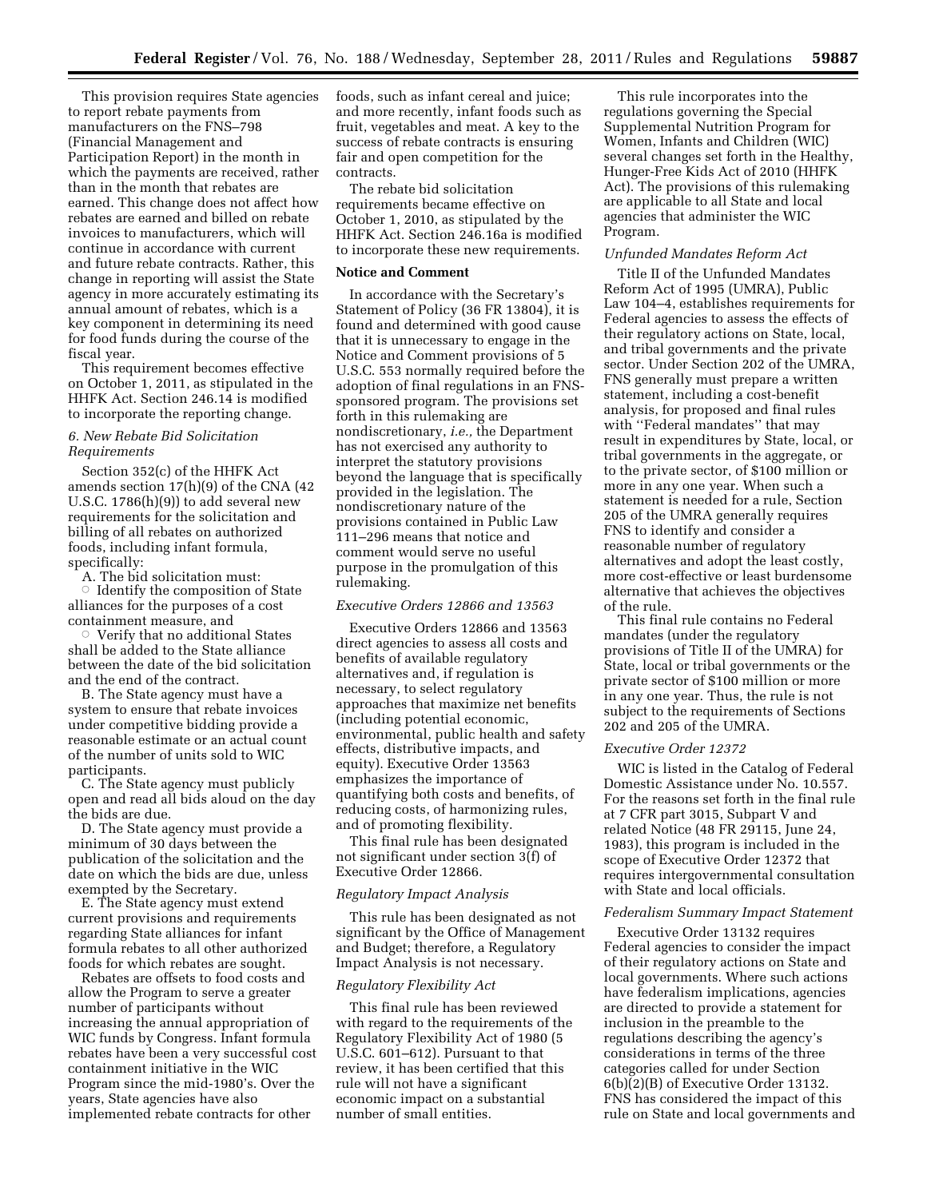This provision requires State agencies to report rebate payments from manufacturers on the FNS–798 (Financial Management and Participation Report) in the month in which the payments are received, rather than in the month that rebates are earned. This change does not affect how rebates are earned and billed on rebate invoices to manufacturers, which will continue in accordance with current and future rebate contracts. Rather, this change in reporting will assist the State agency in more accurately estimating its annual amount of rebates, which is a key component in determining its need for food funds during the course of the fiscal year.

This requirement becomes effective on October 1, 2011, as stipulated in the HHFK Act. Section 246.14 is modified to incorporate the reporting change.

### *6. New Rebate Bid Solicitation Requirements*

Section 352(c) of the HHFK Act amends section 17(h)(9) of the CNA (42 U.S.C. 1786(h)(9)) to add several new requirements for the solicitation and billing of all rebates on authorized foods, including infant formula, specifically:

A. The bid solicitation must:

- Identify the composition of State alliances for the purposes of a cost containment measure, and
- Verify that no additional States shall be added to the State alliance between the date of the bid solicitation and the end of the contract.

B. The State agency must have a system to ensure that rebate invoices under competitive bidding provide a reasonable estimate or an actual count of the number of units sold to WIC participants.

C. The State agency must publicly open and read all bids aloud on the day the bids are due.

D. The State agency must provide a minimum of 30 days between the publication of the solicitation and the date on which the bids are due, unless exempted by the Secretary.

E. The State agency must extend current provisions and requirements regarding State alliances for infant formula rebates to all other authorized foods for which rebates are sought.

Rebates are offsets to food costs and allow the Program to serve a greater number of participants without increasing the annual appropriation of WIC funds by Congress. Infant formula rebates have been a very successful cost containment initiative in the WIC Program since the mid-1980's. Over the years, State agencies have also implemented rebate contracts for other foods, such as infant cereal and juice; and more recently, infant foods such as fruit, vegetables and meat. A key to the success of rebate contracts is ensuring fair and open competition for the contracts.

The rebate bid solicitation requirements became effective on October 1, 2010, as stipulated by the HHFK Act. Section 246.16a is modified to incorporate these new requirements.

## Notice and Comment

In accordance with the Secretary's Statement of Policy (36 FR 13804), it is found and determined with good cause that it is unnecessary to engage in the Notice and Comment provisions of 5 U.S.C. 553 normally required before the adoption of final regulations in an FNS-sponsored program. The provisions set forth in this rulemaking are nondiscretionary, *i.e.,* the Department has not exercised any authority to interpret the statutory provisions beyond the language that is specifically provided in the legislation. The nondiscretionary nature of the provisions contained in Public Law 111–296 means that notice and comment would serve no useful purpose in the promulgation of this rulemaking.

### *Executive Orders 12866 and 13563*

Executive Orders 12866 and 13563 direct agencies to assess all costs and benefits of available regulatory alternatives and, if regulation is necessary, to select regulatory approaches that maximize net benefits (including potential economic, environmental, public health and safety effects, distributive impacts, and equity). Executive Order 13563 emphasizes the importance of quantifying both costs and benefits, of reducing costs, of harmonizing rules, and of promoting flexibility.

This final rule has been designated not significant under section 3(f) of Executive Order 12866.

### *Regulatory Impact Analysis*

This rule has been designated as not significant by the Office of Management and Budget; therefore, a Regulatory Impact Analysis is not necessary.

### *Regulatory Flexibility Act*

This final rule has been reviewed with regard to the requirements of the Regulatory Flexibility Act of 1980 (5 U.S.C. 601–612). Pursuant to that review, it has been certified that this rule will not have a significant economic impact on a substantial number of small entities.

This rule incorporates into the regulations governing the Special Supplemental Nutrition Program for Women, Infants and Children (WIC) several changes set forth in the Healthy, Hunger-Free Kids Act of 2010 (HHFK Act). The provisions of this rulemaking are applicable to all State and local agencies that administer the WIC Program.

### *Unfunded Mandates Reform Act*

Title II of the Unfunded Mandates Reform Act of 1995 (UMRA), Public Law 104–4, establishes requirements for Federal agencies to assess the effects of their regulatory actions on State, local, and tribal governments and the private sector. Under Section 202 of the UMRA, FNS generally must prepare a written statement, including a cost-benefit analysis, for proposed and final rules with "Federal mandates" that may result in expenditures by State, local, or tribal governments in the aggregate, or to the private sector, of $100 million or more in any one year. When such a statement is needed for a rule, Section 205 of the UMRA generally requires FNS to identify and consider a reasonable number of regulatory alternatives and adopt the least costly, more cost-effective or least burdensome alternative that achieves the objectives of the rule.

This final rule contains no Federal mandates (under the regulatory provisions of Title II of the UMRA) for State, local or tribal governments or the private sector of $100 million or more in any one year. Thus, the rule is not subject to the requirements of Sections 202 and 205 of the UMRA.

### *Executive Order 12372*

WIC is listed in the Catalog of Federal Domestic Assistance under No. 10.557. For the reasons set forth in the final rule at 7 CFR part 3015, Subpart V and related Notice (48 FR 29115, June 24, 1983), this program is included in the scope of Executive Order 12372 that requires intergovernmental consultation with State and local officials.

### *Federalism Summary Impact Statement*

Executive Order 13132 requires Federal agencies to consider the impact of their regulatory actions on State and local governments. Where such actions have federalism implications, agencies are directed to provide a statement for inclusion in the preamble to the regulations describing the agency's considerations in terms of the three categories called for under Section 6(b)(2)(B) of Executive Order 13132. FNS has considered the impact of this rule on State and local governments and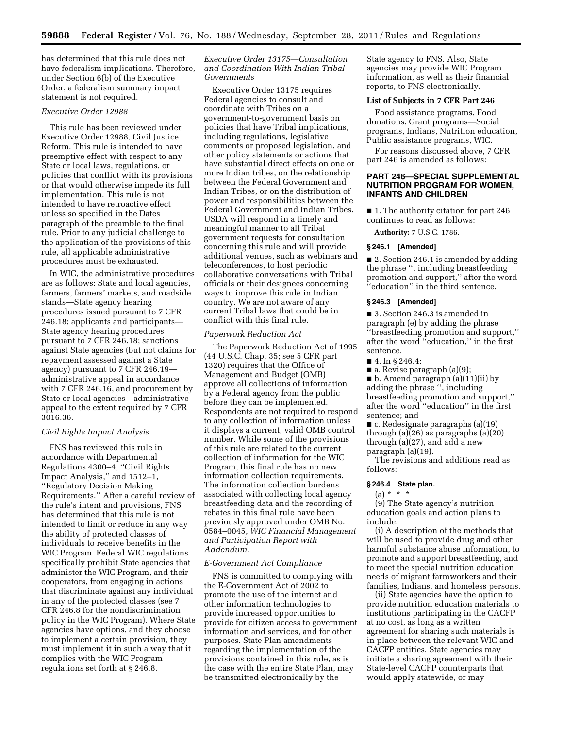has determined that this rule does not have federalism implications. Therefore, under Section 6(b) of the Executive Order, a federalism summary impact statement is not required.

*Executive Order 12988*

This rule has been reviewed under Executive Order 12988, Civil Justice Reform. This rule is intended to have preemptive effect with respect to any State or local laws, regulations, or policies that conflict with its provisions or that would otherwise impede its full implementation. This rule is not intended to have retroactive effect unless so specified in the Dates paragraph of the preamble to the final rule. Prior to any judicial challenge to the application of the provisions of this rule, all applicable administrative procedures must be exhausted.

In WIC, the administrative procedures are as follows: State and local agencies, farmers, farmers' markets, and roadside stands—State agency hearing procedures issued pursuant to 7 CFR 246.18; applicants and participants—State agency hearing procedures pursuant to 7 CFR 246.18; sanctions against State agencies (but not claims for repayment assessed against a State agency) pursuant to 7 CFR 246.19—administrative appeal in accordance with 7 CFR 246.16, and procurement by State or local agencies—administrative appeal to the extent required by 7 CFR 3016.36.

*Civil Rights Impact Analysis*

FNS has reviewed this rule in accordance with Departmental Regulations 4300–4, ''Civil Rights Impact Analysis,'' and 1512–1, ''Regulatory Decision Making Requirements.'' After a careful review of the rule's intent and provisions, FNS has determined that this rule is not intended to limit or reduce in any way the ability of protected classes of individuals to receive benefits in the WIC Program. Federal WIC regulations specifically prohibit State agencies that administer the WIC Program, and their cooperators, from engaging in actions that discriminate against any individual in any of the protected classes (see 7 CFR 246.8 for the nondiscrimination policy in the WIC Program). Where State agencies have options, and they choose to implement a certain provision, they must implement it in such a way that it complies with the WIC Program regulations set forth at § 246.8.

*Executive Order 13175—Consultation and Coordination With Indian Tribal Governments*

Executive Order 13175 requires Federal agencies to consult and coordinate with Tribes on a government-to-government basis on policies that have Tribal implications, including regulations, legislative comments or proposed legislation, and other policy statements or actions that have substantial direct effects on one or more Indian tribes, on the relationship between the Federal Government and Indian Tribes, or on the distribution of power and responsibilities between the Federal Government and Indian Tribes. USDA will respond in a timely and meaningful manner to all Tribal government requests for consultation concerning this rule and will provide additional venues, such as webinars and teleconferences, to host periodic collaborative conversations with Tribal officials or their designees concerning ways to improve this rule in Indian country. We are not aware of any current Tribal laws that could be in conflict with this final rule.

*Paperwork Reduction Act*

The Paperwork Reduction Act of 1995 (44 U.S.C. Chap. 35; see 5 CFR part 1320) requires that the Office of Management and Budget (OMB) approve all collections of information by a Federal agency from the public before they can be implemented. Respondents are not required to respond to any collection of information unless it displays a current, valid OMB control number. While some of the provisions of this rule are related to the current collection of information for the WIC Program, this final rule has no new information collection requirements. The information collection burdens associated with collecting local agency breastfeeding data and the recording of rebates in this final rule have been previously approved under OMB No. 0584–0045, *WIC Financial Management and Participation Report with Addendum.*

*E-Government Act Compliance*

FNS is committed to complying with the E-Government Act of 2002 to promote the use of the internet and other information technologies to provide increased opportunities to provide for citizen access to government information and services, and for other purposes. State Plan amendments regarding the implementation of the provisions contained in this rule, as is the case with the entire State Plan, may be transmitted electronically by the State agency to FNS. Also, State agencies may provide WIC Program information, as well as their financial reports, to FNS electronically.

**List of Subjects in 7 CFR Part 246**

Food assistance programs, Food donations, Grant programs—Social programs, Indians, Nutrition education, Public assistance programs, WIC.

For reasons discussed above, 7 CFR part 246 is amended as follows:

## PART 246—SPECIAL SUPPLEMENTAL NUTRITION PROGRAM FOR WOMEN, INFANTS AND CHILDREN

■ 1. The authority citation for part 246 continues to read as follows:

**Authority:** 7 U.S.C. 1786.

**§ 246.1 [Amended]**

■ 2. Section 246.1 is amended by adding the phrase '', including breastfeeding promotion and support,'' after the word ''education'' in the third sentence.

**§ 246.3 [Amended]**

■ 3. Section 246.3 is amended in paragraph (e) by adding the phrase ''breastfeeding promotion and support,'' after the word ''education,'' in the first sentence.

■ 4. In § 246.4:

■ a. Revise paragraph (a)(9);

■ b. Amend paragraph (a)(11)(ii) by adding the phrase '', including breastfeeding promotion and support,'' after the word ''education'' in the first sentence; and

■ c. Redesignate paragraphs (a)(19) through (a)(26) as paragraphs (a)(20) through (a)(27), and add a new paragraph (a)(19).

The revisions and additions read as follows:

**§ 246.4 State plan.**

(a) * * *

(9) The State agency's nutrition education goals and action plans to include:

(i) A description of the methods that will be used to provide drug and other harmful substance abuse information, to promote and support breastfeeding, and to meet the special nutrition education needs of migrant farmworkers and their families, Indians, and homeless persons.

(ii) State agencies have the option to provide nutrition education materials to institutions participating in the CACFP at no cost, as long as a written agreement for sharing such materials is in place between the relevant WIC and CACFP entities. State agencies may initiate a sharing agreement with their State-level CACFP counterparts that would apply statewide, or may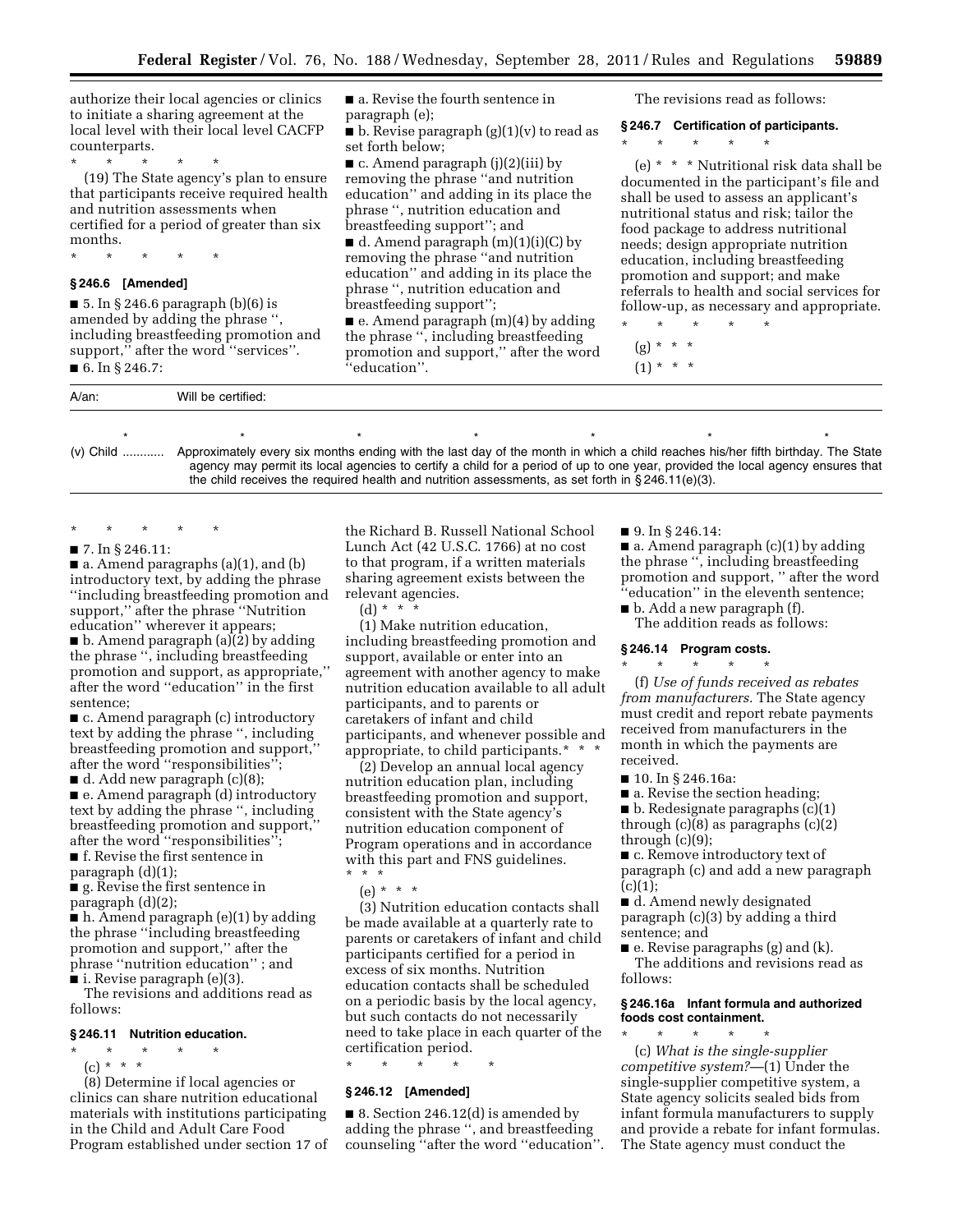authorize their local agencies or clinics to initiate a sharing agreement at the local level with their local level CACFP counterparts.

\* \* \* \* \*

(19) The State agency's plan to ensure that participants receive required health and nutrition assessments when certified for a period of greater than six months.

\* \* \* \* \*

### § 246.6 [Amended]

■ 5. In § 246.6 paragraph (b)(6) is amended by adding the phrase '', including breastfeeding promotion and support,'' after the word ''services''.

■ 6. In § 246.7:

■ a. Revise the fourth sentence in paragraph (e);

■ b. Revise paragraph (g)(1)(v) to read as set forth below;

■ c. Amend paragraph (j)(2)(iii) by removing the phrase ''and nutrition education'' and adding in its place the phrase '', nutrition education and breastfeeding support''; and

■ d. Amend paragraph (m)(1)(i)(C) by removing the phrase ''and nutrition education'' and adding in its place the phrase '', nutrition education and breastfeeding support'';

■ e. Amend paragraph (m)(4) by adding the phrase '', including breastfeeding promotion and support,'' after the word ''education''.

The revisions read as follows:

### § 246.7 Certification of participants.

\* \* \* \* \*

(e) \* \* \* Nutritional risk data shall be documented in the participant's file and shall be used to assess an applicant's nutritional status and risk; tailor the food package to address nutritional needs; design appropriate nutrition education, including breastfeeding promotion and support; and make referrals to health and social services for follow-up, as necessary and appropriate.

\* \* \* \* \*

(g) \* \* \*

(1) \* \* \*

| A/an: | Will be certified: |
|---|---|
| \* \* \* | \* \* \* \* |
| (v) Child ............ | Approximately every six months ending with the last day of the month in which a child reaches his/her fifth birthday. The State agency may permit its local agencies to certify a child for a period of up to one year, provided the local agency ensures that the child receives the required health and nutrition assessments, as set forth in § 246.11(e)(3). |

\* \* \* \* \*

■ 7. In § 246.11:

■ a. Amend paragraphs (a)(1), and (b) introductory text, by adding the phrase ''including breastfeeding promotion and support,'' after the phrase ''Nutrition education'' wherever it appears;

■ b. Amend paragraph (a)(2) by adding the phrase '', including breastfeeding promotion and support, as appropriate,'' after the word ''education'' in the first sentence;

■ c. Amend paragraph (c) introductory text by adding the phrase '', including breastfeeding promotion and support,'' after the word ''responsibilities'';

■ d. Add new paragraph (c)(8);

■ e. Amend paragraph (d) introductory text by adding the phrase '', including breastfeeding promotion and support,'' after the word ''responsibilities'';

■ f. Revise the first sentence in paragraph (d)(1);

■ g. Revise the first sentence in paragraph (d)(2);

■ h. Amend paragraph (e)(1) by adding the phrase ''including breastfeeding promotion and support,'' after the phrase ''nutrition education'' ; and

■ i. Revise paragraph (e)(3).

The revisions and additions read as follows:

### § 246.11 Nutrition education.

\* \* \* \* \*

(c) \* \* \*

(8) Determine if local agencies or clinics can share nutrition educational materials with institutions participating in the Child and Adult Care Food Program established under section 17 of the Richard B. Russell National School Lunch Act (42 U.S.C. 1766) at no cost to that program, if a written materials sharing agreement exists between the relevant agencies.

(d) \* \* \*

(1) Make nutrition education, including breastfeeding promotion and support, available or enter into an agreement with another agency to make nutrition education available to all adult participants, and to parents or caretakers of infant and child participants, and whenever possible and appropriate, to child participants.\* \* \*

(2) Develop an annual local agency nutrition education plan, including breastfeeding promotion and support, consistent with the State agency's nutrition education component of Program operations and in accordance with this part and FNS guidelines. \* \* \*

(e) \* \* \*

(3) Nutrition education contacts shall be made available at a quarterly rate to parents or caretakers of infant and child participants certified for a period in excess of six months. Nutrition education contacts shall be scheduled on a periodic basis by the local agency, but such contacts do not necessarily need to take place in each quarter of the certification period.

\* \* \* \* \*

### § 246.12 [Amended]

■ 8. Section 246.12(d) is amended by adding the phrase '', and breastfeeding counseling ''after the word ''education''.

■ 9. In § 246.14:

■ a. Amend paragraph (c)(1) by adding the phrase '', including breastfeeding promotion and support, '' after the word ''education'' in the eleventh sentence;

■ b. Add a new paragraph (f).

The addition reads as follows:

### § 246.14 Program costs.

\* \* \* \* \*

(f) *Use of funds received as rebates from manufacturers.* The State agency must credit and report rebate payments received from manufacturers in the month in which the payments are received.

■ 10. In § 246.16a:

■ a. Revise the section heading;

■ b. Redesignate paragraphs (c)(1) through (c)(8) as paragraphs (c)(2) through (c)(9);

■ c. Remove introductory text of paragraph (c) and add a new paragraph (c)(1);

■ d. Amend newly designated paragraph (c)(3) by adding a third sentence; and

■ e. Revise paragraphs (g) and (k).

The additions and revisions read as follows:

### § 246.16a Infant formula and authorized foods cost containment.

\* \* \* \* \*

(c) *What is the single-supplier competitive system?*—(1) Under the single-supplier competitive system, a State agency solicits sealed bids from infant formula manufacturers to supply and provide a rebate for infant formulas. The State agency must conduct the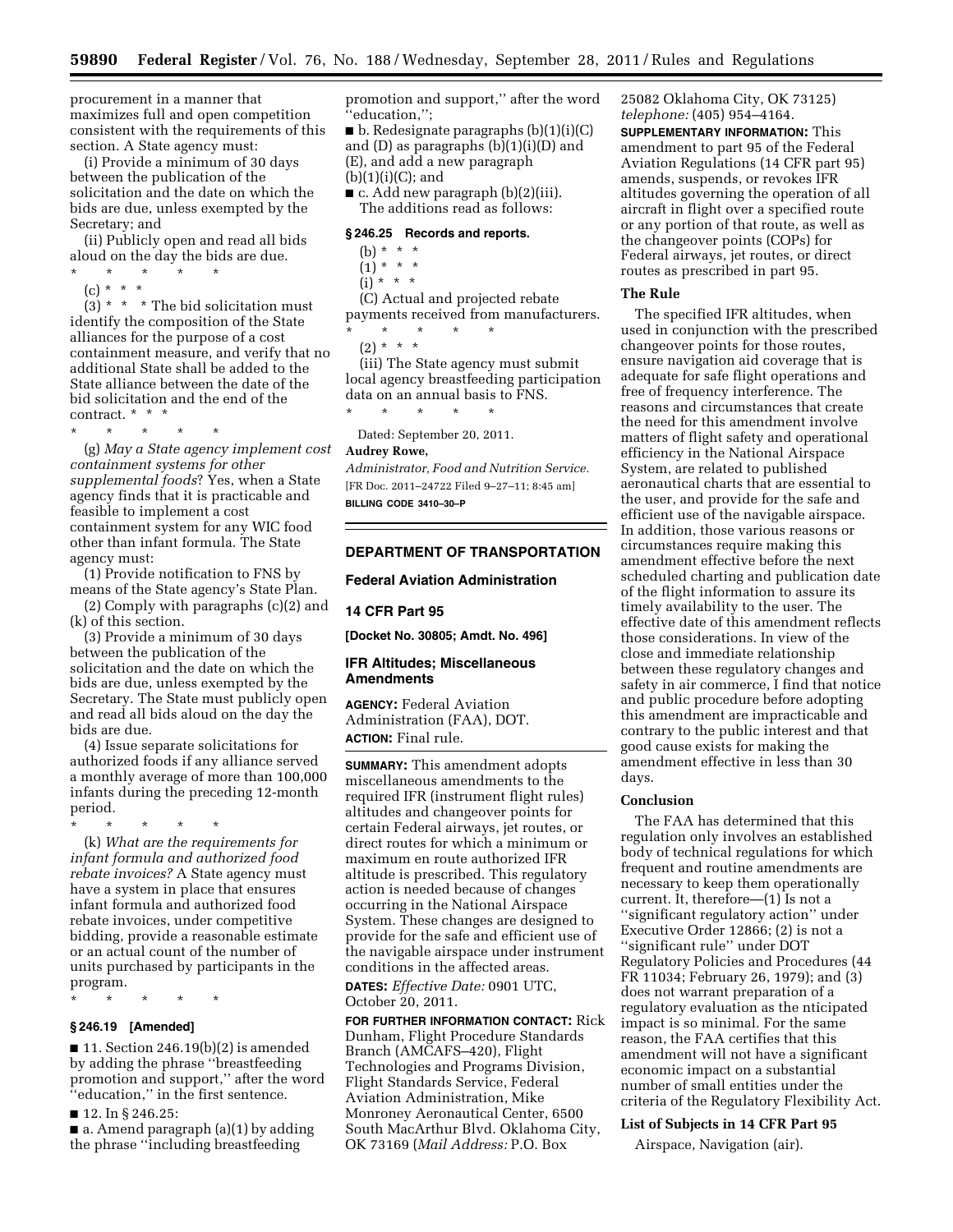procurement in a manner that maximizes full and open competition consistent with the requirements of this section. A State agency must:

(i) Provide a minimum of 30 days between the publication of the solicitation and the date on which the bids are due, unless exempted by the Secretary; and

(ii) Publicly open and read all bids aloud on the day the bids are due.

\* \* \* \* \*

(c) \* \* \*

(3) \* \* \* The bid solicitation must identify the composition of the State alliances for the purpose of a cost containment measure, and verify that no additional State shall be added to the State alliance between the date of the bid solicitation and the end of the contract. \* \* \*

\* \* \* \* \*

(g) *May a State agency implement cost containment systems for other supplemental foods*? Yes, when a State agency finds that it is practicable and feasible to implement a cost containment system for any WIC food other than infant formula. The State agency must:

(1) Provide notification to FNS by means of the State agency's State Plan.

(2) Comply with paragraphs (c)(2) and (k) of this section.

(3) Provide a minimum of 30 days between the publication of the solicitation and the date on which the bids are due, unless exempted by the Secretary. The State must publicly open and read all bids aloud on the day the bids are due.

(4) Issue separate solicitations for authorized foods if any alliance served a monthly average of more than 100,000 infants during the preceding 12-month period.

\* \* \* \* \*

(k) *What are the requirements for infant formula and authorized food rebate invoices?* A State agency must have a system in place that ensures infant formula and authorized food rebate invoices, under competitive bidding, provide a reasonable estimate or an actual count of the number of units purchased by participants in the program.

\* \* \* \* \*

**§ 246.19 [Amended]**

■ 11. Section 246.19(b)(2) is amended by adding the phrase ''breastfeeding promotion and support,'' after the word ''education,'' in the first sentence.

■ 12. In § 246.25:

■ a. Amend paragraph (a)(1) by adding the phrase ''including breastfeeding promotion and support,'' after the word ''education,'';

■ b. Redesignate paragraphs (b)(1)(i)(C) and (D) as paragraphs (b)(1)(i)(D) and (E), and add a new paragraph (b)(1)(i)(C); and

■ c. Add new paragraph (b)(2)(iii).

The additions read as follows:

**§ 246.25 Records and reports.**

(b) \* \* \*

(1) \* \* \*

(i) \* \* \*

(C) Actual and projected rebate payments received from manufacturers.

\* \* \* \* \*

(2) \* \* \*

(iii) The State agency must submit local agency breastfeeding participation data on an annual basis to FNS.

\* \* \* \* \*

Dated: September 20, 2011.

**Audrey Rowe,**

*Administrator, Food and Nutrition Service.*

[FR Doc. 2011–24722 Filed 9–27–11; 8:45 am]

**BILLING CODE 3410–30–P**

## DEPARTMENT OF TRANSPORTATION

### Federal Aviation Administration

### 14 CFR Part 95

**[Docket No. 30805; Amdt. No. 496]**

### IFR Altitudes; Miscellaneous Amendments

**AGENCY:** Federal Aviation Administration (FAA), DOT.

**ACTION:** Final rule.

**SUMMARY:** This amendment adopts miscellaneous amendments to the required IFR (instrument flight rules) altitudes and changeover points for certain Federal airways, jet routes, or direct routes for which a minimum or maximum en route authorized IFR altitude is prescribed. This regulatory action is needed because of changes occurring in the National Airspace System. These changes are designed to provide for the safe and efficient use of the navigable airspace under instrument conditions in the affected areas.

**DATES:** *Effective Date:* 0901 UTC, October 20, 2011.

**FOR FURTHER INFORMATION CONTACT:** Rick Dunham, Flight Procedure Standards Branch (AMCAFS–420), Flight Technologies and Programs Division, Flight Standards Service, Federal Aviation Administration, Mike Monroney Aeronautical Center, 6500 South MacArthur Blvd. Oklahoma City, OK 73169 (*Mail Address:* P.O. Box 25082 Oklahoma City, OK 73125) *telephone:* (405) 954–4164.

**SUPPLEMENTARY INFORMATION:** This amendment to part 95 of the Federal Aviation Regulations (14 CFR part 95) amends, suspends, or revokes IFR altitudes governing the operation of all aircraft in flight over a specified route or any portion of that route, as well as the changeover points (COPs) for Federal airways, jet routes, or direct routes as prescribed in part 95.

#### The Rule

The specified IFR altitudes, when used in conjunction with the prescribed changeover points for those routes, ensure navigation aid coverage that is adequate for safe flight operations and free of frequency interference. The reasons and circumstances that create the need for this amendment involve matters of flight safety and operational efficiency in the National Airspace System, are related to published aeronautical charts that are essential to the user, and provide for the safe and efficient use of the navigable airspace. In addition, those various reasons or circumstances require making this amendment effective before the next scheduled charting and publication date of the flight information to assure its timely availability to the user. The effective date of this amendment reflects those considerations. In view of the close and immediate relationship between these regulatory changes and safety in air commerce, I find that notice and public procedure before adopting this amendment are impracticable and contrary to the public interest and that good cause exists for making the amendment effective in less than 30 days.

#### Conclusion

The FAA has determined that this regulation only involves an established body of technical regulations for which frequent and routine amendments are necessary to keep them operationally current. It, therefore—(1) Is not a ''significant regulatory action'' under Executive Order 12866; (2) is not a ''significant rule'' under DOT Regulatory Policies and Procedures (44 FR 11034; February 26, 1979); and (3) does not warrant preparation of a regulatory evaluation as the nticipated impact is so minimal. For the same reason, the FAA certifies that this amendment will not have a significant economic impact on a substantial number of small entities under the criteria of the Regulatory Flexibility Act.

#### List of Subjects in 14 CFR Part 95

Airspace, Navigation (air).